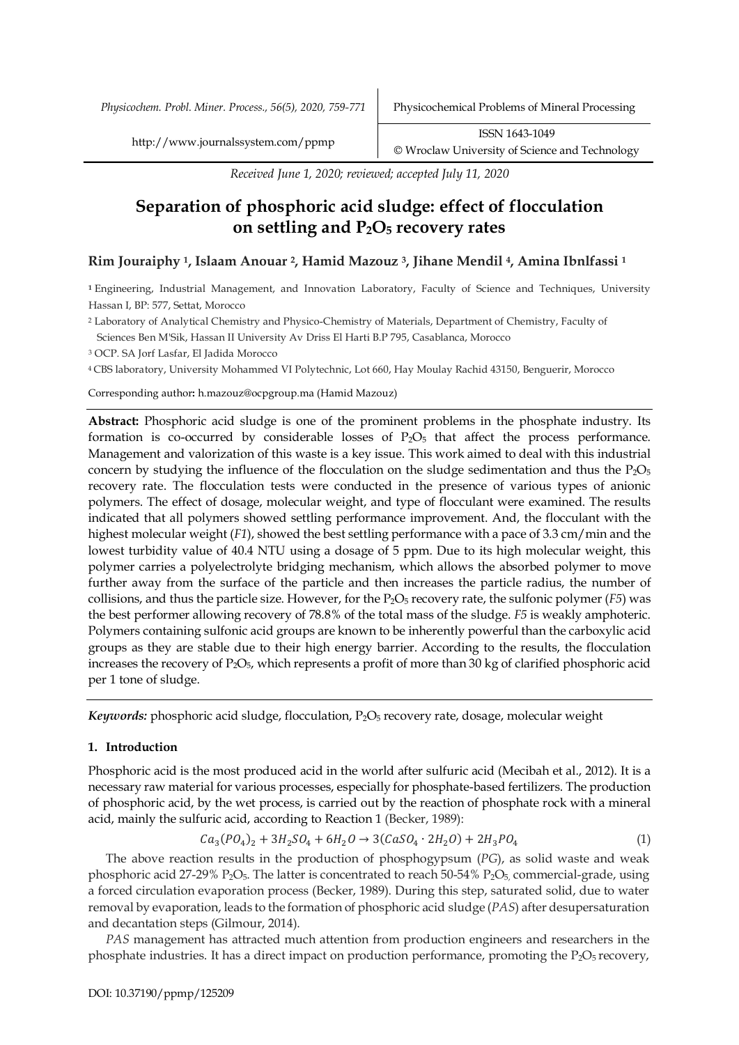Received June 1, 2020; reviewed; accepted July 11, 2020

# Separation of phosphoric acid sludge: effect of flocculation on settling and $P_2O_5$ recovery rates

**Rim Jouraiphy [1], Islaam Anouar [2], Hamid Mazouz [3], Jihane Mendil [4], Amina Ibnlfassi [1]**

[1] Engineering, Industrial Management, and Innovation Laboratory, Faculty of Science and Techniques, University Hassan I, BP: 577, Settat, Morocco

[2] Laboratory of Analytical Chemistry and Physico-Chemistry of Materials, Department of Chemistry, Faculty of Sciences Ben M'Sik, Hassan II University Av Driss El Harti B.P 795, Casablanca, Morocco

[3] OCP. SA Jorf Lasfar, El Jadida Morocco

[4] CBS laboratory, University Mohammed VI Polytechnic, Lot 660, Hay Moulay Rachid 43150, Benguerir, Morocco

Corresponding author**:** h.mazouz@ocpgroup.ma (Hamid Mazouz)

**Abstract:** Phosphoric acid sludge is one of the prominent problems in the phosphate industry. Its formation is co-occurred by considerable losses of $P_2O_5$ that affect the process performance. Management and valorization of this waste is a key issue. This work aimed to deal with this industrial concern by studying the influence of the flocculation on the sludge sedimentation and thus the $P_2O_5$ recovery rate. The flocculation tests were conducted in the presence of various types of anionic polymers. The effect of dosage, molecular weight, and type of flocculant were examined. The results indicated that all polymers showed settling performance improvement. And, the flocculant with the highest molecular weight (*F1*), showed the best settling performance with a pace of 3.3 cm/min and the lowest turbidity value of 40.4 NTU using a dosage of 5 ppm. Due to its high molecular weight, this polymer carries a polyelectrolyte bridging mechanism, which allows the absorbed polymer to move further away from the surface of the particle and then increases the particle radius, the number of collisions, and thus the particle size. However, for the $P_2O_5$ recovery rate, the sulfonic polymer (*F5*) was the best performer allowing recovery of 78.8% of the total mass of the sludge. *F5* is weakly amphoteric. Polymers containing sulfonic acid groups are known to be inherently powerful than the carboxylic acid groups as they are stable due to their high energy barrier. According to the results, the flocculation increases the recovery of $P_2O_5$, which represents a profit of more than 30 kg of clarified phosphoric acid per 1 tone of sludge.

***Keywords:*** phosphoric acid sludge, flocculation, $P_2O_5$ recovery rate, dosage, molecular weight

## 1. Introduction

Phosphoric acid is the most produced acid in the world after sulfuric acid (Mecibah et al., 2012). It is a necessary raw material for various processes, especially for phosphate-based fertilizers. The production of phosphoric acid, by the wet process, is carried out by the reaction of phosphate rock with a mineral acid, mainly the sulfuric acid, according to Reaction 1 (Becker, 1989):

$$Ca_3(PO_4)_2 + 3H_2SO_4 + 6H_2O \rightarrow 3(CaSO_4 \cdot 2H_2O) + 2H_3PO_4 \quad (1)$$

The above reaction results in the production of phosphogypsum (*PG*), as solid waste and weak phosphoric acid 27-29% $P_2O_5$. The latter is concentrated to reach 50-54% $P_2O_5$, commercial-grade, using a forced circulation evaporation process (Becker, 1989). During this step, saturated solid, due to water removal by evaporation, leads to the formation of phosphoric acid sludge (*PAS*) after desupersaturation and decantation steps (Gilmour, 2014).

*PAS* management has attracted much attention from production engineers and researchers in the phosphate industries. It has a direct impact on production performance, promoting the $P_2O_5$ recovery,

DOI: 10.37190/ppmp/125209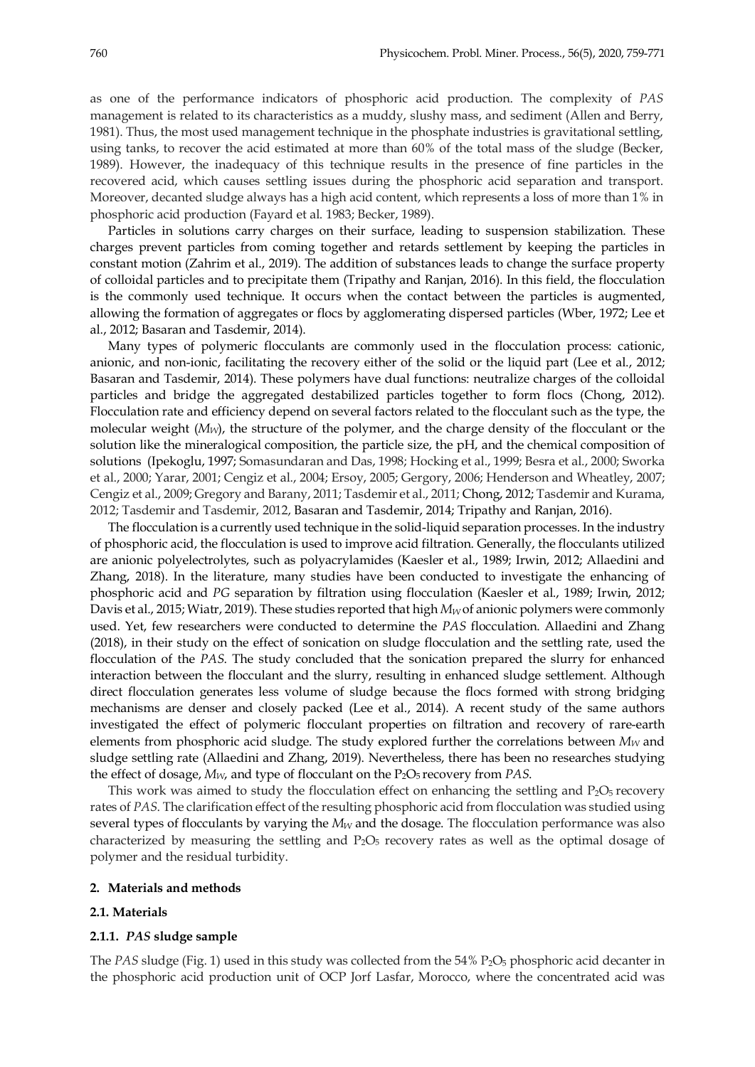as one of the performance indicators of phosphoric acid production. The complexity of *PAS* management is related to its characteristics as a muddy, slushy mass, and sediment (Allen and Berry, 1981). Thus, the most used management technique in the phosphate industries is gravitational settling, using tanks, to recover the acid estimated at more than 60% of the total mass of the sludge (Becker, 1989). However, the inadequacy of this technique results in the presence of fine particles in the recovered acid, which causes settling issues during the phosphoric acid separation and transport. Moreover, decanted sludge always has a high acid content, which represents a loss of more than 1% in phosphoric acid production (Fayard et al. 1983; Becker, 1989).

Particles in solutions carry charges on their surface, leading to suspension stabilization. These charges prevent particles from coming together and retards settlement by keeping the particles in constant motion (Zahrim et al., 2019). The addition of substances leads to change the surface property of colloidal particles and to precipitate them (Tripathy and Ranjan, 2016). In this field, the flocculation is the commonly used technique. It occurs when the contact between the particles is augmented, allowing the formation of aggregates or flocs by agglomerating dispersed particles (Wber, 1972; Lee et al., 2012; Basaran and Tasdemir, 2014).

Many types of polymeric flocculants are commonly used in the flocculation process: cationic, anionic, and non-ionic, facilitating the recovery either of the solid or the liquid part (Lee et al., 2012; Basaran and Tasdemir, 2014). These polymers have dual functions: neutralize charges of the colloidal particles and bridge the aggregated destabilized particles together to form flocs (Chong, 2012). Flocculation rate and efficiency depend on several factors related to the flocculant such as the type, the molecular weight ($M_W$), the structure of the polymer, and the charge density of the flocculant or the solution like the mineralogical composition, the particle size, the pH, and the chemical composition of solutions (Ipekoglu, 1997; Somasundaran and Das, 1998; Hocking et al., 1999; Besra et al., 2000; Sworka et al., 2000; Yarar, 2001; Cengiz et al., 2004; Ersoy, 2005; Gergory, 2006; Henderson and Wheatley, 2007; Cengiz et al., 2009; Gregory and Barany, 2011; Tasdemir et al., 2011; Chong, 2012; Tasdemir and Kurama, 2012; Tasdemir and Tasdemir, 2012, Basaran and Tasdemir, 2014; Tripathy and Ranjan, 2016).

The flocculation is a currently used technique in the solid-liquid separation processes. In the industry of phosphoric acid, the flocculation is used to improve acid filtration. Generally, the flocculants utilized are anionic polyelectrolytes, such as polyacrylamides (Kaesler et al., 1989; Irwin, 2012; Allaedini and Zhang, 2018). In the literature, many studies have been conducted to investigate the enhancing of phosphoric acid and *PG* separation by filtration using flocculation (Kaesler et al., 1989; Irwin, 2012; Davis et al., 2015; Wiatr, 2019). These studies reported that high $M_W$ of anionic polymers were commonly used. Yet, few researchers were conducted to determine the *PAS* flocculation. Allaedini and Zhang (2018), in their study on the effect of sonication on sludge flocculation and the settling rate, used the flocculation of the *PAS*. The study concluded that the sonication prepared the slurry for enhanced interaction between the flocculant and the slurry, resulting in enhanced sludge settlement. Although direct flocculation generates less volume of sludge because the flocs formed with strong bridging mechanisms are denser and closely packed (Lee et al., 2014). A recent study of the same authors investigated the effect of polymeric flocculant properties on filtration and recovery of rare-earth elements from phosphoric acid sludge. The study explored further the correlations between $M_W$ and sludge settling rate (Allaedini and Zhang, 2019). Nevertheless, there has been no researches studying the effect of dosage, $M_W$, and type of flocculant on the $P_2O_5$ recovery from *PAS*.

This work was aimed to study the flocculation effect on enhancing the settling and $P_2O_5$ recovery rates of *PAS*. The clarification effect of the resulting phosphoric acid from flocculation was studied using several types of flocculants by varying the $M_W$ and the dosage. The flocculation performance was also characterized by measuring the settling and $P_2O_5$ recovery rates as well as the optimal dosage of polymer and the residual turbidity.

## 2. Materials and methods

### 2.1. Materials

#### 2.1.1. *PAS* sludge sample

The *PAS* sludge (Fig. 1) used in this study was collected from the 54% $P_2O_5$ phosphoric acid decanter in the phosphoric acid production unit of OCP Jorf Lasfar, Morocco, where the concentrated acid was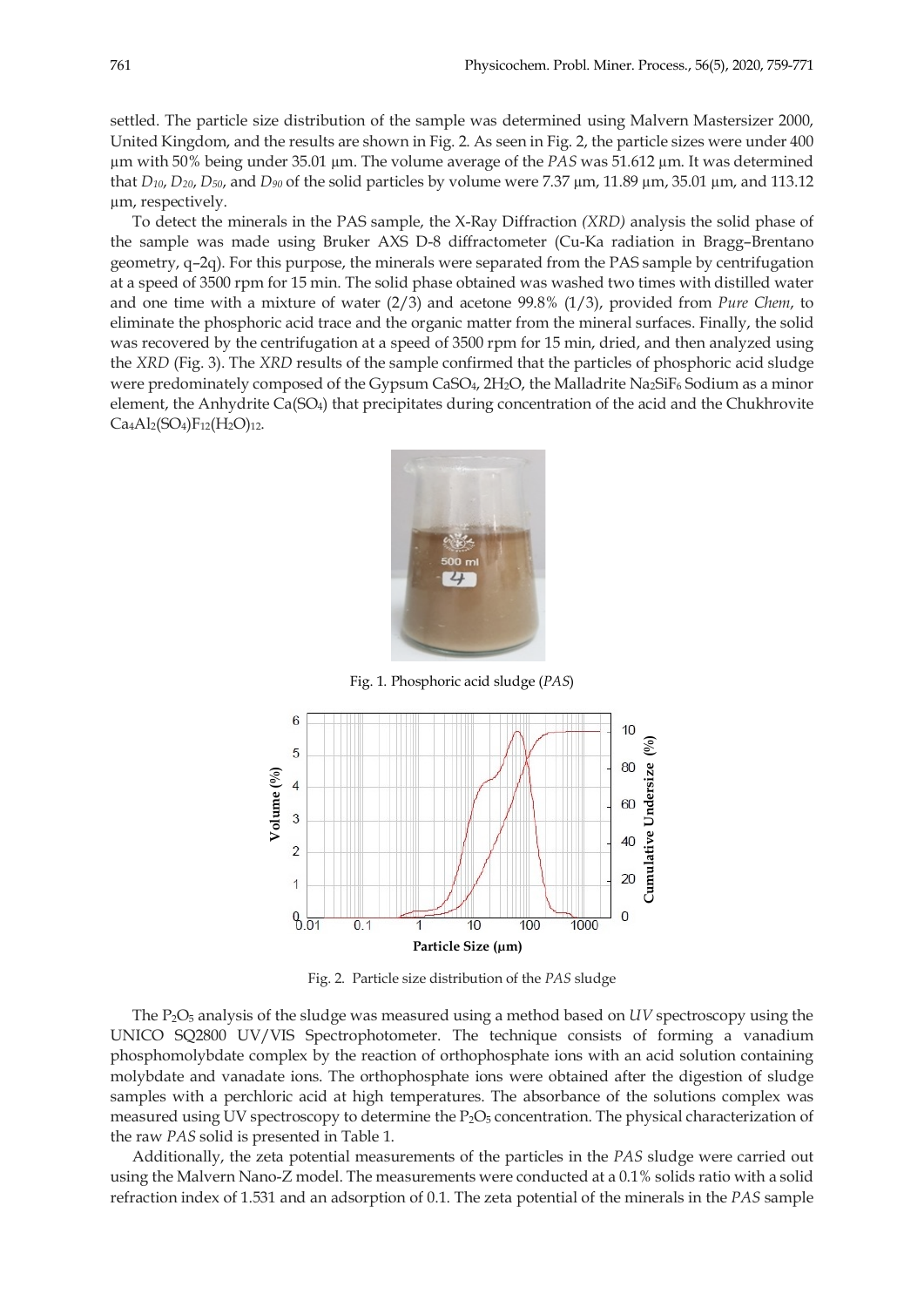settled. The particle size distribution of the sample was determined using Malvern Mastersizer 2000, United Kingdom, and the results are shown in Fig. 2. As seen in Fig. 2, the particle sizes were under 400 µm with 50% being under 35.01 µm. The volume average of the *PAS* was 51.612 µm. It was determined that $D_{10}$, $D_{20}$, $D_{50}$, and $D_{90}$ of the solid particles by volume were 7.37 µm, 11.89 µm, 35.01 µm, and 113.12 µm, respectively.

To detect the minerals in the PAS sample, the X-Ray Diffraction *(XRD)* analysis the solid phase of the sample was made using Bruker AXS D-8 diffractometer (Cu-Ka radiation in Bragg–Brentano geometry, q–2q). For this purpose, the minerals were separated from the PAS sample by centrifugation at a speed of 3500 rpm for 15 min. The solid phase obtained was washed two times with distilled water and one time with a mixture of water (2/3) and acetone 99.8% (1/3), provided from *Pure Chem*, to eliminate the phosphoric acid trace and the organic matter from the mineral surfaces. Finally, the solid was recovered by the centrifugation at a speed of 3500 rpm for 15 min, dried, and then analyzed using the *XRD* (Fig. 3). The *XRD* results of the sample confirmed that the particles of phosphoric acid sludge were predominately composed of the Gypsum $CaSO_4, 2H_2O$, the Malladrite $Na_2SiF_6$ Sodium as a minor element, the Anhydrite $Ca(SO_4)$ that precipitates during concentration of the acid and the Chukhrovite $Ca_4Al_2(SO_4)F_{12}(H_2O)_{12}$.

Fig. 1. Phosphoric acid sludge (*PAS*)

Fig. 2. Particle size distribution of the *PAS* sludge

The $P_2O_5$ analysis of the sludge was measured using a method based on *UV* spectroscopy using the UNICO SQ2800 UV/VIS Spectrophotometer. The technique consists of forming a vanadium phosphomolybdate complex by the reaction of orthophosphate ions with an acid solution containing molybdate and vanadate ions. The orthophosphate ions were obtained after the digestion of sludge samples with a perchloric acid at high temperatures. The absorbance of the solutions complex was measured using UV spectroscopy to determine the $P_2O_5$ concentration. The physical characterization of the raw *PAS* solid is presented in Table 1.

Additionally, the zeta potential measurements of the particles in the *PAS* sludge were carried out using the Malvern Nano-Z model. The measurements were conducted at a 0.1% solids ratio with a solid refraction index of 1.531 and an adsorption of 0.1. The zeta potential of the minerals in the *PAS* sample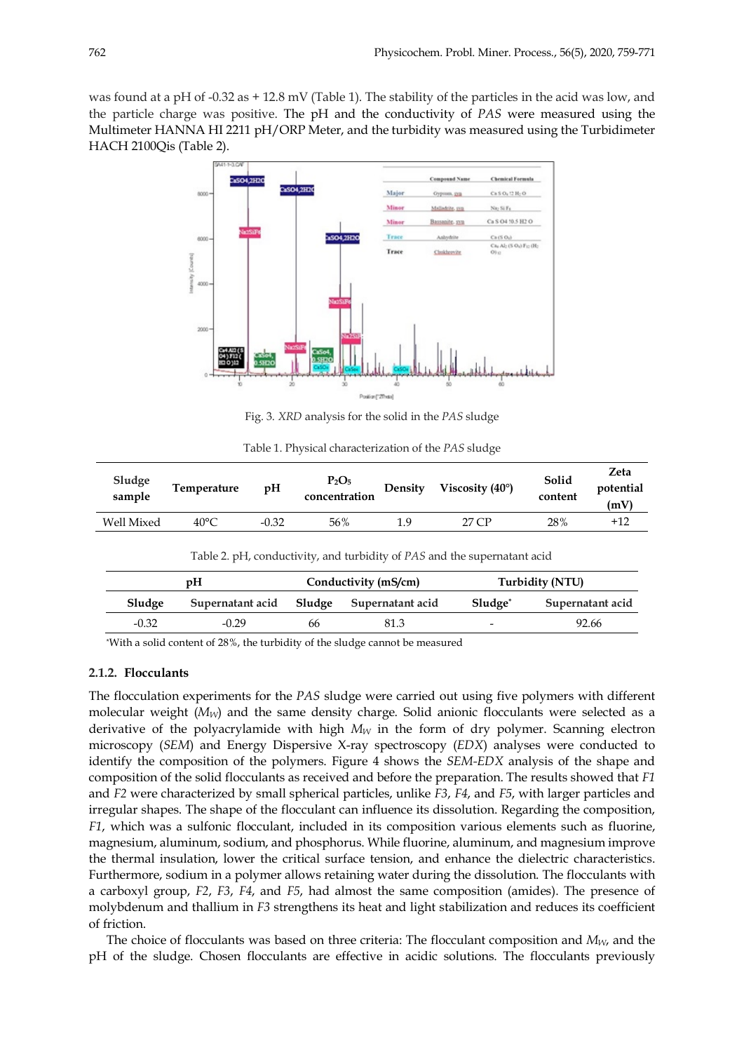was found at a pH of -0.32 as + 12.8 mV (Table 1). The stability of the particles in the acid was low, and the particle charge was positive. The pH and the conductivity of *PAS* were measured using the Multimeter HANNA HI 2211 pH/ORP Meter, and the turbidity was measured using the Turbidimeter HACH 2100Qis (Table 2).

Fig. 3. *XRD* analysis for the solid in the *PAS* sludge

Table 1. Physical characterization of the *PAS* sludge

| Sludge sample | Temperature | pH | $P_2O_5$ concentration | Density | Viscosity (40°) | Solid content | Zeta potential (mV) |
|---|---|---|---|---|---|---|---|
| Well Mixed | 40°C | -0.32 | 56% | 1.9 | 27 CP | 28% | +12 |

Table 2. pH, conductivity, and turbidity of *PAS* and the supernatant acid

| pH | | Conductivity (mS/cm) | | Turbidity (NTU) | |
|---|---|---|---|---|---|
| Sludge | Supernatant acid | Sludge | Supernatant acid | Sludge* | Supernatant acid |
| -0.32 | -0.29 | 66 | 81.3 | - | 92.66 |

*With a solid content of 28%, the turbidity of the sludge cannot be measured

### 2.1.2. Flocculants

The flocculation experiments for the *PAS* sludge were carried out using five polymers with different molecular weight ($M_W$) and the same density charge. Solid anionic flocculants were selected as a derivative of the polyacrylamide with high $M_W$ in the form of dry polymer. Scanning electron microscopy (*SEM*) and Energy Dispersive X-ray spectroscopy (*EDX*) analyses were conducted to identify the composition of the polymers. Figure 4 shows the *SEM-EDX* analysis of the shape and composition of the solid flocculants as received and before the preparation. The results showed that *F1* and *F2* were characterized by small spherical particles, unlike *F3*, *F4*, and *F5*, with larger particles and irregular shapes. The shape of the flocculant can influence its dissolution. Regarding the composition, *F1*, which was a sulfonic flocculant, included in its composition various elements such as fluorine, magnesium, aluminum, sodium, and phosphorus. While fluorine, aluminum, and magnesium improve the thermal insulation, lower the critical surface tension, and enhance the dielectric characteristics. Furthermore, sodium in a polymer allows retaining water during the dissolution. The flocculants with a carboxyl group, *F2*, *F3*, *F4*, and *F5*, had almost the same composition (amides). The presence of molybdenum and thallium in *F3* strengthens its heat and light stabilization and reduces its coefficient of friction.

The choice of flocculants was based on three criteria: The flocculant composition and $M_W$, and the pH of the sludge. Chosen flocculants are effective in acidic solutions. The flocculants previously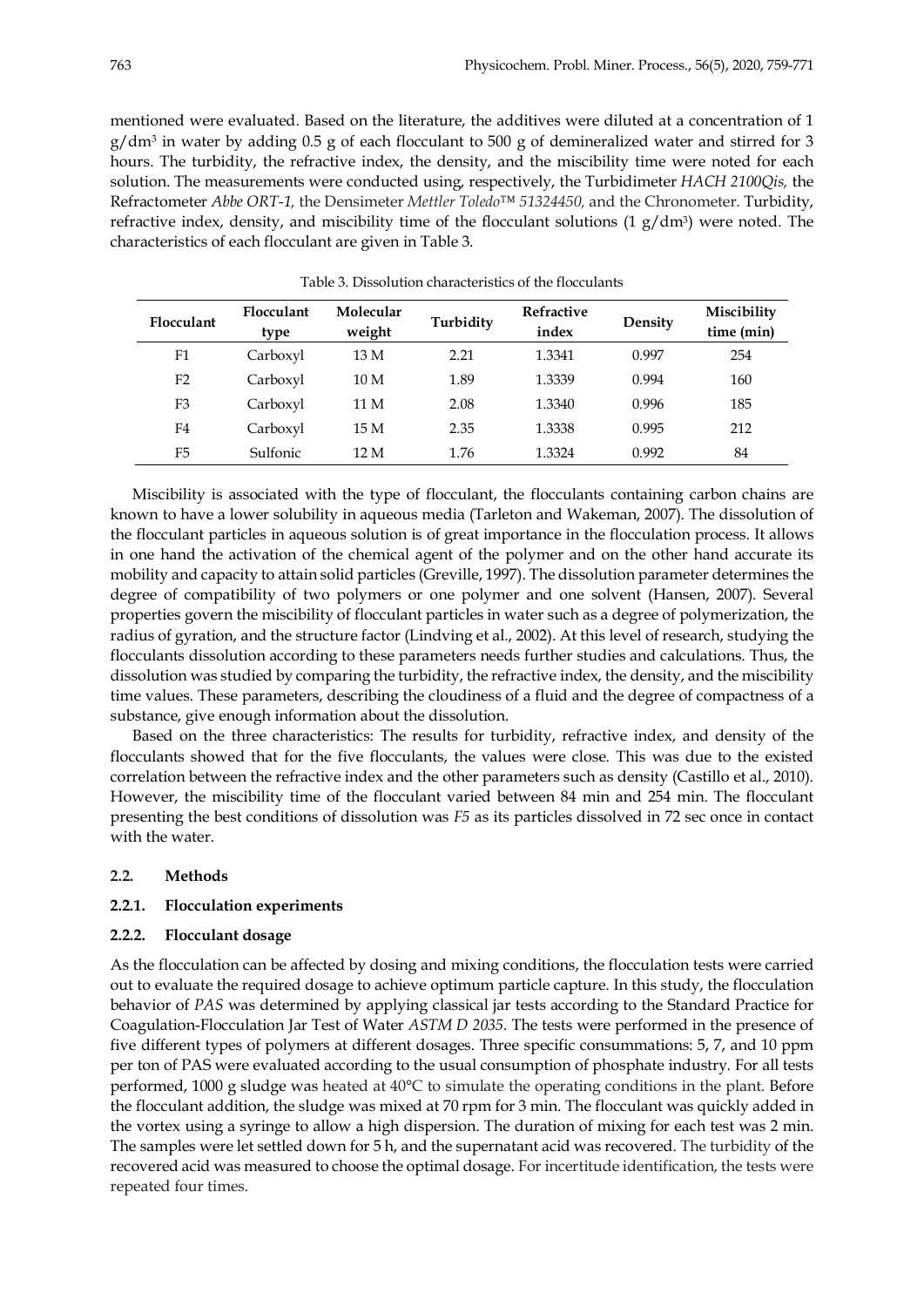mentioned were evaluated. Based on the literature, the additives were diluted at a concentration of 1 $g/dm^3$ in water by adding 0.5 g of each flocculant to 500 g of demineralized water and stirred for 3 hours. The turbidity, the refractive index, the density, and the miscibility time were noted for each solution. The measurements were conducted using, respectively, the Turbidimeter *HACH 2100Qis,* the Refractometer *Abbe ORT-1,* the Densimeter *Mettler Toledo™ 51324450,* and the Chronometer. Turbidity, refractive index, density, and miscibility time of the flocculant solutions (1 $g/dm^3$) were noted. The characteristics of each flocculant are given in Table 3.

Table 3. Dissolution characteristics of the flocculants

| Flocculant | Flocculant type | Molecular weight | Turbidity | Refractive index | Density | Miscibility time (min) |
|---|---|---|---|---|---|---|
| F1 | Carboxyl | 13 M | 2.21 | 1.3341 | 0.997 | 254 |
| F2 | Carboxyl | 10 M | 1.89 | 1.3339 | 0.994 | 160 |
| F3 | Carboxyl | 11 M | 2.08 | 1.3340 | 0.996 | 185 |
| F4 | Carboxyl | 15 M | 2.35 | 1.3338 | 0.995 | 212 |
| F5 | Sulfonic | 12 M | 1.76 | 1.3324 | 0.992 | 84 |

Miscibility is associated with the type of flocculant, the flocculants containing carbon chains are known to have a lower solubility in aqueous media (Tarleton and Wakeman, 2007). The dissolution of the flocculant particles in aqueous solution is of great importance in the flocculation process. It allows in one hand the activation of the chemical agent of the polymer and on the other hand accurate its mobility and capacity to attain solid particles (Greville, 1997). The dissolution parameter determines the degree of compatibility of two polymers or one polymer and one solvent (Hansen, 2007). Several properties govern the miscibility of flocculant particles in water such as a degree of polymerization, the radius of gyration, and the structure factor (Lindving et al., 2002). At this level of research, studying the flocculants dissolution according to these parameters needs further studies and calculations. Thus, the dissolution was studied by comparing the turbidity, the refractive index, the density, and the miscibility time values. These parameters, describing the cloudiness of a fluid and the degree of compactness of a substance, give enough information about the dissolution.

Based on the three characteristics: The results for turbidity, refractive index, and density of the flocculants showed that for the five flocculants, the values were close. This was due to the existed correlation between the refractive index and the other parameters such as density (Castillo et al., 2010). However, the miscibility time of the flocculant varied between 84 min and 254 min. The flocculant presenting the best conditions of dissolution was *F5* as its particles dissolved in 72 sec once in contact with the water.

## 2.2. Methods

### 2.2.1. Flocculation experiments

### 2.2.2. Flocculant dosage

As the flocculation can be affected by dosing and mixing conditions, the flocculation tests were carried out to evaluate the required dosage to achieve optimum particle capture. In this study, the flocculation behavior of *PAS* was determined by applying classical jar tests according to the Standard Practice for Coagulation-Flocculation Jar Test of Water *ASTM D 2035*. The tests were performed in the presence of five different types of polymers at different dosages. Three specific consummations: 5, 7, and 10 ppm per ton of PAS were evaluated according to the usual consumption of phosphate industry. For all tests performed, 1000 g sludge was heated at 40°C to simulate the operating conditions in the plant. Before the flocculant addition, the sludge was mixed at 70 rpm for 3 min. The flocculant was quickly added in the vortex using a syringe to allow a high dispersion. The duration of mixing for each test was 2 min. The samples were let settled down for 5 h, and the supernatant acid was recovered. The turbidity of the recovered acid was measured to choose the optimal dosage. For incertitude identification, the tests were repeated four times.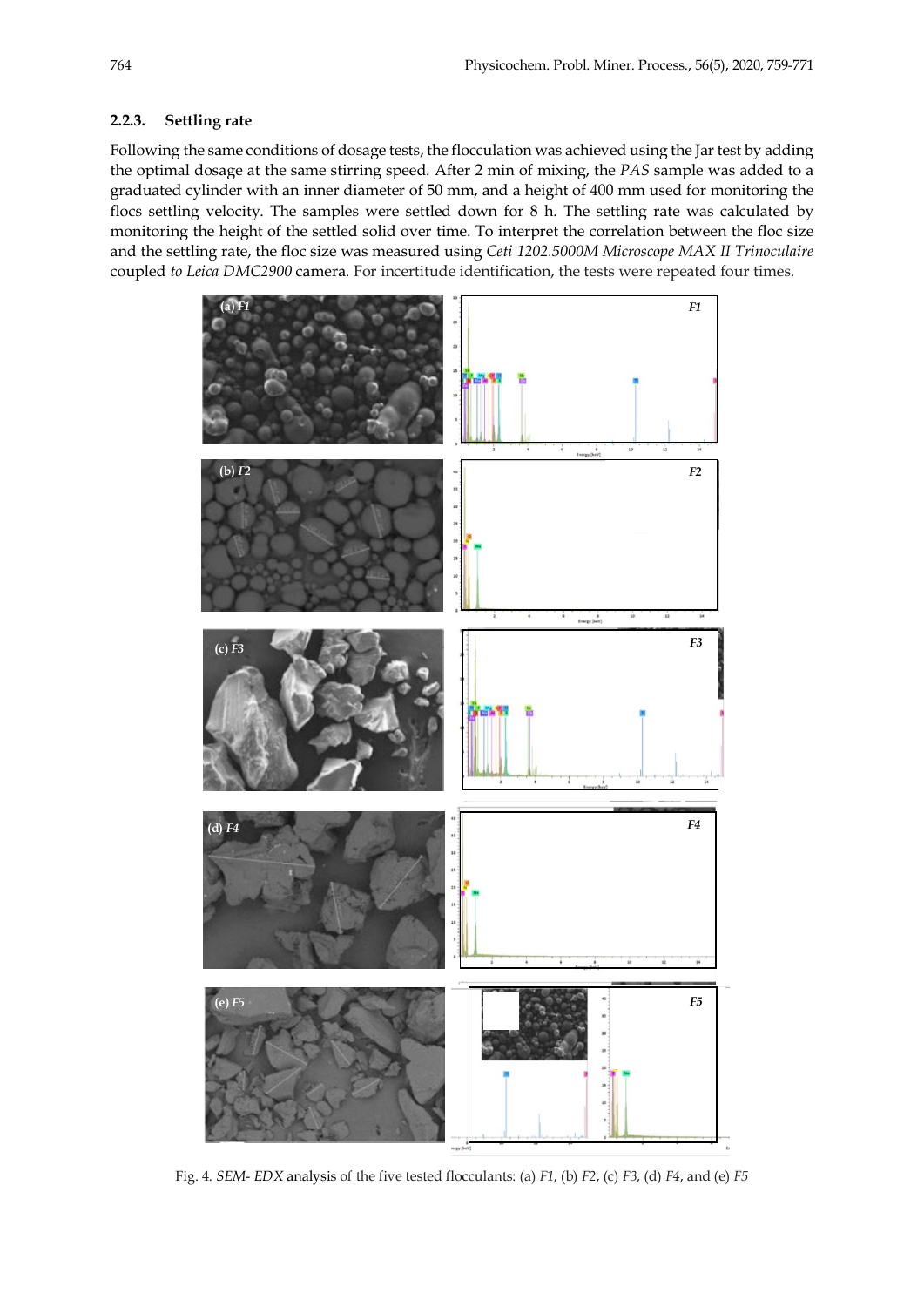### 2.2.3. Settling rate

Following the same conditions of dosage tests, the flocculation was achieved using the Jar test by adding the optimal dosage at the same stirring speed. After 2 min of mixing, the *PAS* sample was added to a graduated cylinder with an inner diameter of 50 mm, and a height of 400 mm used for monitoring the flocs settling velocity. The samples were settled down for 8 h. The settling rate was calculated by monitoring the height of the settled solid over time. To interpret the correlation between the floc size and the settling rate, the floc size was measured using *Ceti 1202.5000M Microscope MAX II Trinoculaire* coupled *to Leica DMC2900* camera. For incertitude identification, the tests were repeated four times.

Fig. 4. *SEM- EDX* analysis of the five tested flocculants: (a) *F1*, (b) *F2*, (c) *F3*, (d) *F4*, and (e) *F5*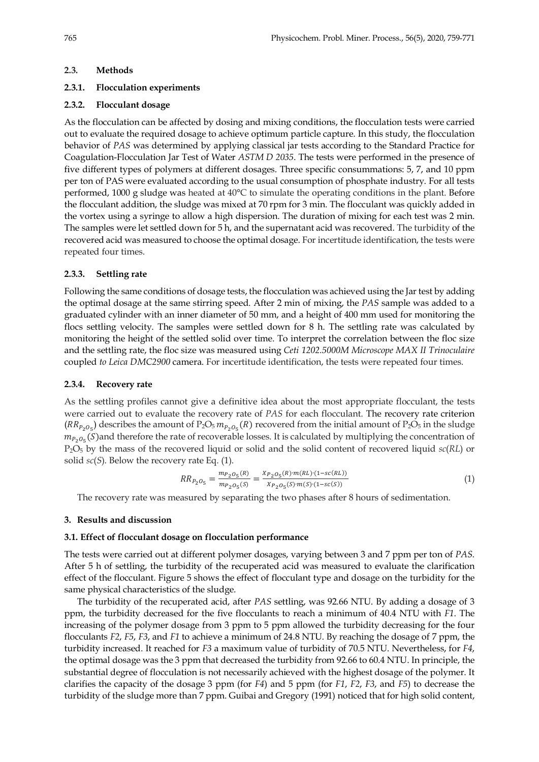### 2.3. Methods

### 2.3.1. Flocculation experiments

### 2.3.2. Flocculant dosage

As the flocculation can be affected by dosing and mixing conditions, the flocculation tests were carried out to evaluate the required dosage to achieve optimum particle capture. In this study, the flocculation behavior of *PAS* was determined by applying classical jar tests according to the Standard Practice for Coagulation-Flocculation Jar Test of Water *ASTM D 2035*. The tests were performed in the presence of five different types of polymers at different dosages. Three specific consummations: 5, 7, and 10 ppm per ton of PAS were evaluated according to the usual consumption of phosphate industry. For all tests performed, 1000 g sludge was heated at 40°C to simulate the operating conditions in the plant. Before the flocculant addition, the sludge was mixed at 70 rpm for 3 min. The flocculant was quickly added in the vortex using a syringe to allow a high dispersion. The duration of mixing for each test was 2 min. The samples were let settled down for 5 h, and the supernatant acid was recovered. The turbidity of the recovered acid was measured to choose the optimal dosage. For incertitude identification, the tests were repeated four times.

### 2.3.3. Settling rate

Following the same conditions of dosage tests, the flocculation was achieved using the Jar test by adding the optimal dosage at the same stirring speed. After 2 min of mixing, the *PAS* sample was added to a graduated cylinder with an inner diameter of 50 mm, and a height of 400 mm used for monitoring the flocs settling velocity. The samples were settled down for 8 h. The settling rate was calculated by monitoring the height of the settled solid over time. To interpret the correlation between the floc size and the settling rate, the floc size was measured using *Ceti 1202.5000M Microscope MAX II Trinoculaire* coupled *to Leica DMC2900* camera. For incertitude identification, the tests were repeated four times.

### 2.3.4. Recovery rate

As the settling profiles cannot give a definitive idea about the most appropriate flocculant, the tests were carried out to evaluate the recovery rate of *PAS* for each flocculant. The recovery rate criterion ($RR_{P_2O_5}$) describes the amount of $P_2O_5$ $m_{P_2O_5}(R)$ recovered from the initial amount of $P_2O_5$ in the sludge $m_{P_2O_5}(S)$ and therefore the rate of recoverable losses. It is calculated by multiplying the concentration of $P_2O_5$ by the mass of the recovered liquid or solid and the solid content of recovered liquid $sc(RL)$ or solid $sc(S)$. Below the recovery rate Eq. (1).

$$RR_{P_2O_5} = \frac{m_{P_2O_5}(R)}{m_{P_2O_5}(S)} = \frac{X_{P_2O_5}(R) \cdot m(RL) \cdot (1 - sc(RL))}{X_{P_2O_5}(S) \cdot m(S) \cdot (1 - sc(S))} \tag{1}$$

The recovery rate was measured by separating the two phases after 8 hours of sedimentation.

## 3. Results and discussion

### 3.1. Effect of flocculant dosage on flocculation performance

The tests were carried out at different polymer dosages, varying between 3 and 7 ppm per ton of *PAS*. After 5 h of settling, the turbidity of the recuperated acid was measured to evaluate the clarification effect of the flocculant. Figure 5 shows the effect of flocculant type and dosage on the turbidity for the same physical characteristics of the sludge.

The turbidity of the recuperated acid, after *PAS* settling, was 92.66 NTU. By adding a dosage of 3 ppm, the turbidity decreased for the five flocculants to reach a minimum of 40.4 NTU with *F1*. The increasing of the polymer dosage from 3 ppm to 5 ppm allowed the turbidity decreasing for the four flocculants *F2*, *F5*, *F3*, and *F1* to achieve a minimum of 24.8 NTU. By reaching the dosage of 7 ppm, the turbidity increased. It reached for *F3* a maximum value of turbidity of 70.5 NTU. Nevertheless, for *F4*, the optimal dosage was the 3 ppm that decreased the turbidity from 92.66 to 60.4 NTU. In principle, the substantial degree of flocculation is not necessarily achieved with the highest dosage of the polymer. It clarifies the capacity of the dosage 3 ppm (for *F4*) and 5 ppm (for *F1*, *F2*, *F3*, and *F5*) to decrease the turbidity of the sludge more than 7 ppm. Guibai and Gregory (1991) noticed that for high solid content,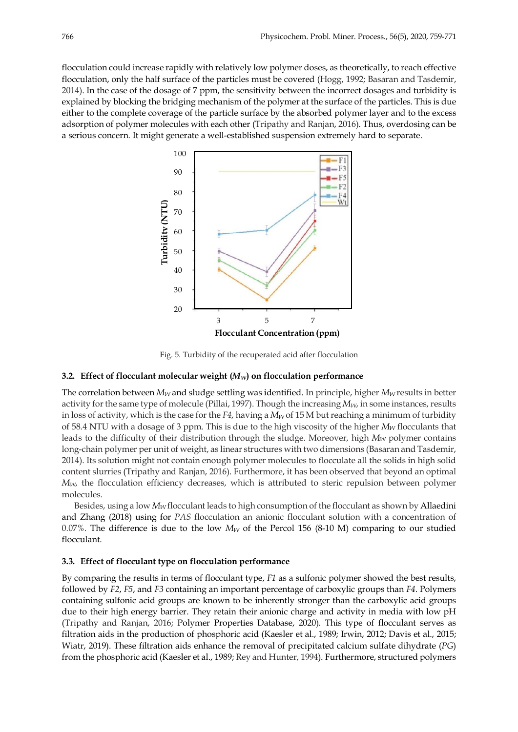flocculation could increase rapidly with relatively low polymer doses, as theoretically, to reach effective flocculation, only the half surface of the particles must be covered (Hogg, 1992; Basaran and Tasdemir, 2014). In the case of the dosage of 7 ppm, the sensitivity between the incorrect dosages and turbidity is explained by blocking the bridging mechanism of the polymer at the surface of the particles. This is due either to the complete coverage of the particle surface by the absorbed polymer layer and to the excess adsorption of polymer molecules with each other (Tripathy and Ranjan, 2016). Thus, overdosing can be a serious concern. It might generate a well-established suspension extremely hard to separate.

Fig. 5. Turbidity of the recuperated acid after flocculation

### 3.2. Effect of flocculant molecular weight ($M_W$) on flocculation performance

The correlation between $M_W$ and sludge settling was identified. In principle, higher $M_W$ results in better activity for the same type of molecule (Pillai, 1997). Though the increasing $M_W$, in some instances, results in loss of activity, which is the case for the *F4*, having a $M_W$ of 15 M but reaching a minimum of turbidity of 58.4 NTU with a dosage of 3 ppm. This is due to the high viscosity of the higher $M_W$ flocculants that leads to the difficulty of their distribution through the sludge. Moreover, high $M_W$ polymer contains long-chain polymer per unit of weight, as linear structures with two dimensions (Basaran and Tasdemir, 2014). Its solution might not contain enough polymer molecules to flocculate all the solids in high solid content slurries (Tripathy and Ranjan, 2016). Furthermore, it has been observed that beyond an optimal $M_W$, the flocculation efficiency decreases, which is attributed to steric repulsion between polymer molecules.

Besides, using a low $M_W$ flocculant leads to high consumption of the flocculant as shown by Allaedini and Zhang (2018) using for *PAS* flocculation an anionic flocculant solution with a concentration of 0.07%. The difference is due to the low $M_W$ of the Percol 156 (8-10 M) comparing to our studied flocculant.

### 3.3. Effect of flocculant type on flocculation performance

By comparing the results in terms of flocculant type, *F1* as a sulfonic polymer showed the best results, followed by *F2*, *F5*, and *F3* containing an important percentage of carboxylic groups than *F4*. Polymers containing sulfonic acid groups are known to be inherently stronger than the carboxylic acid groups due to their high energy barrier. They retain their anionic charge and activity in media with low pH (Tripathy and Ranjan, 2016; Polymer Properties Database, 2020). This type of flocculant serves as filtration aids in the production of phosphoric acid (Kaesler et al., 1989; Irwin, 2012; Davis et al., 2015; Wiatr, 2019). These filtration aids enhance the removal of precipitated calcium sulfate dihydrate (*PG*) from the phosphoric acid (Kaesler et al., 1989; Rey and Hunter, 1994). Furthermore, structured polymers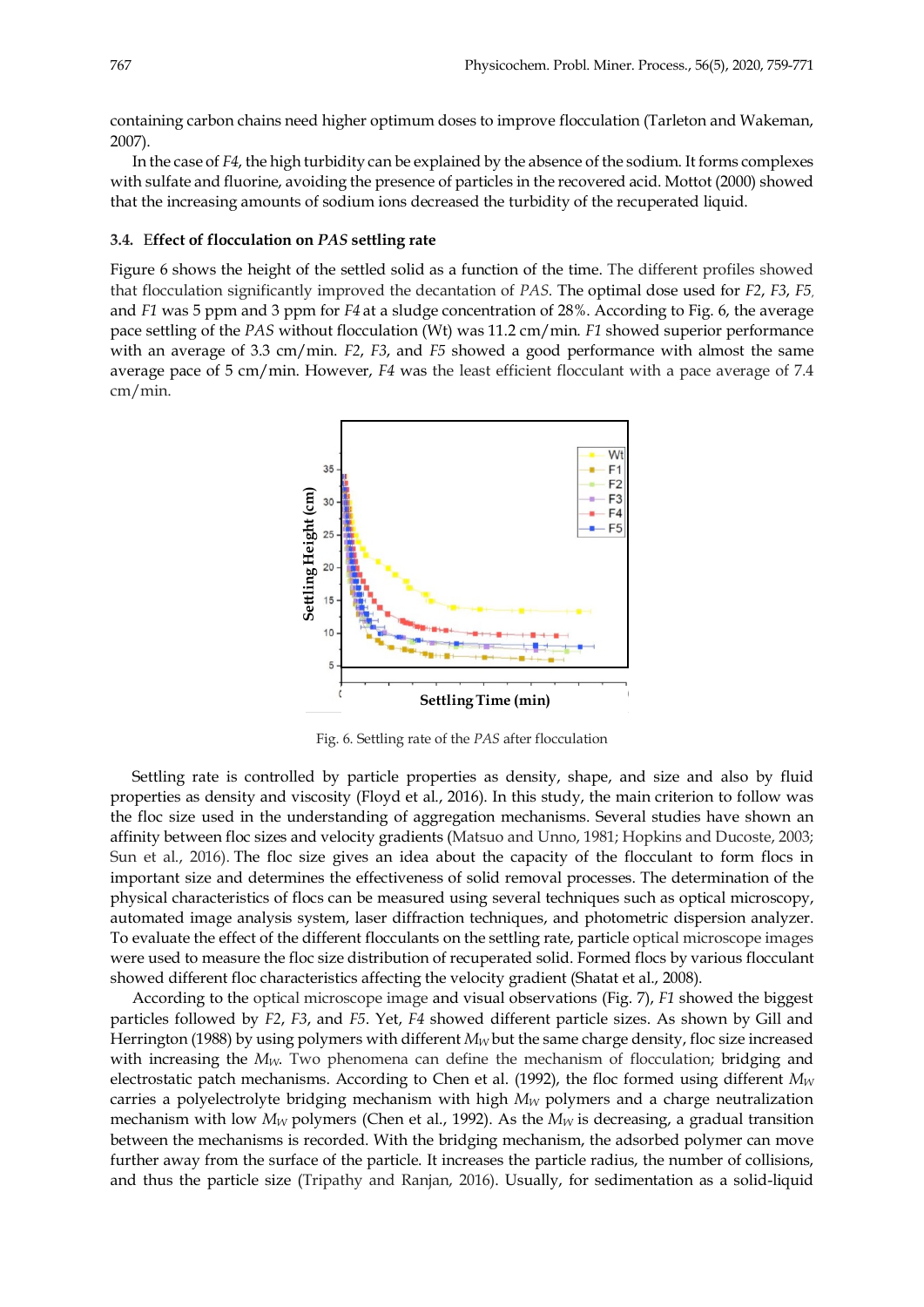containing carbon chains need higher optimum doses to improve flocculation (Tarleton and Wakeman, 2007).

In the case of *F4*, the high turbidity can be explained by the absence of the sodium. It forms complexes with sulfate and fluorine, avoiding the presence of particles in the recovered acid. Mottot (2000) showed that the increasing amounts of sodium ions decreased the turbidity of the recuperated liquid.

### 3.4. Effect of flocculation on *PAS* settling rate

Figure 6 shows the height of the settled solid as a function of the time. The different profiles showed that flocculation significantly improved the decantation of *PAS*. The optimal dose used for *F2*, *F3*, *F5*, and *F1* was 5 ppm and 3 ppm for *F4* at a sludge concentration of 28%. According to Fig. 6, the average pace settling of the *PAS* without flocculation (Wt) was 11.2 cm/min. *F1* showed superior performance with an average of 3.3 cm/min. *F2*, *F3*, and *F5* showed a good performance with almost the same average pace of 5 cm/min. However, *F4* was the least efficient flocculant with a pace average of 7.4 cm/min.

Fig. 6. Settling rate of the *PAS* after flocculation

Settling rate is controlled by particle properties as density, shape, and size and also by fluid properties as density and viscosity (Floyd et al., 2016). In this study, the main criterion to follow was the floc size used in the understanding of aggregation mechanisms. Several studies have shown an affinity between floc sizes and velocity gradients (Matsuo and Unno, 1981; Hopkins and Ducoste, 2003; Sun et al., 2016). The floc size gives an idea about the capacity of the flocculant to form flocs in important size and determines the effectiveness of solid removal processes. The determination of the physical characteristics of flocs can be measured using several techniques such as optical microscopy, automated image analysis system, laser diffraction techniques, and photometric dispersion analyzer. To evaluate the effect of the different flocculants on the settling rate, particle optical microscope images were used to measure the floc size distribution of recuperated solid. Formed flocs by various flocculant showed different floc characteristics affecting the velocity gradient (Shatat et al., 2008).

According to the optical microscope image and visual observations (Fig. 7), *F1* showed the biggest particles followed by *F2*, *F3*, and *F5*. Yet, *F4* showed different particle sizes. As shown by Gill and Herrington (1988) by using polymers with different $M_W$ but the same charge density, floc size increased with increasing the $M_W$. Two phenomena can define the mechanism of flocculation; bridging and electrostatic patch mechanisms. According to Chen et al. (1992), the floc formed using different $M_W$ carries a polyelectrolyte bridging mechanism with high $M_W$ polymers and a charge neutralization mechanism with low $M_W$ polymers (Chen et al., 1992). As the $M_W$ is decreasing, a gradual transition between the mechanisms is recorded. With the bridging mechanism, the adsorbed polymer can move further away from the surface of the particle. It increases the particle radius, the number of collisions, and thus the particle size (Tripathy and Ranjan, 2016). Usually, for sedimentation as a solid-liquid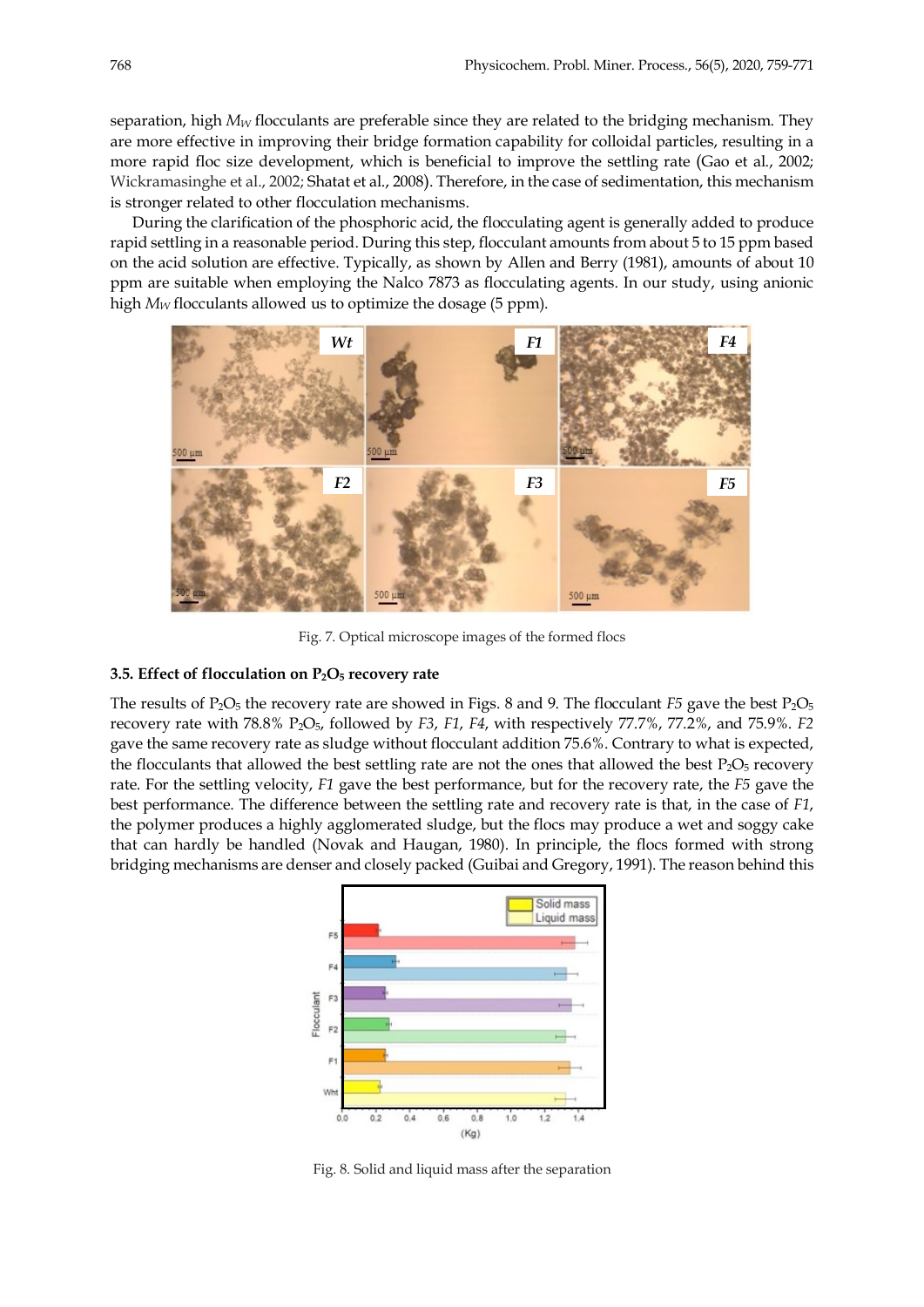separation, high $M_W$ flocculants are preferable since they are related to the bridging mechanism. They are more effective in improving their bridge formation capability for colloidal particles, resulting in a more rapid floc size development, which is beneficial to improve the settling rate (Gao et al., 2002; Wickramasinghe et al., 2002; Shatat et al., 2008). Therefore, in the case of sedimentation, this mechanism is stronger related to other flocculation mechanisms.

During the clarification of the phosphoric acid, the flocculating agent is generally added to produce rapid settling in a reasonable period. During this step, flocculant amounts from about 5 to 15 ppm based on the acid solution are effective. Typically, as shown by Allen and Berry (1981), amounts of about 10 ppm are suitable when employing the Nalco 7873 as flocculating agents. In our study, using anionic high $M_W$ flocculants allowed us to optimize the dosage (5 ppm).

Fig. 7. Optical microscope images of the formed flocs

### 3.5. Effect of flocculation on $P_2O_5$ recovery rate

The results of $P_2O_5$ the recovery rate are showed in Figs. 8 and 9. The flocculant *F5* gave the best $P_2O_5$ recovery rate with 78.8% $P_2O_5$, followed by *F3*, *F1*, *F4*, with respectively 77.7%, 77.2%, and 75.9%. *F2* gave the same recovery rate as sludge without flocculant addition 75.6%. Contrary to what is expected, the flocculants that allowed the best settling rate are not the ones that allowed the best $P_2O_5$ recovery rate. For the settling velocity, *F1* gave the best performance, but for the recovery rate, the *F5* gave the best performance. The difference between the settling rate and recovery rate is that, in the case of *F1*, the polymer produces a highly agglomerated sludge, but the flocs may produce a wet and soggy cake that can hardly be handled (Novak and Haugan, 1980). In principle, the flocs formed with strong bridging mechanisms are denser and closely packed (Guibai and Gregory, 1991). The reason behind this

Fig. 8. Solid and liquid mass after the separation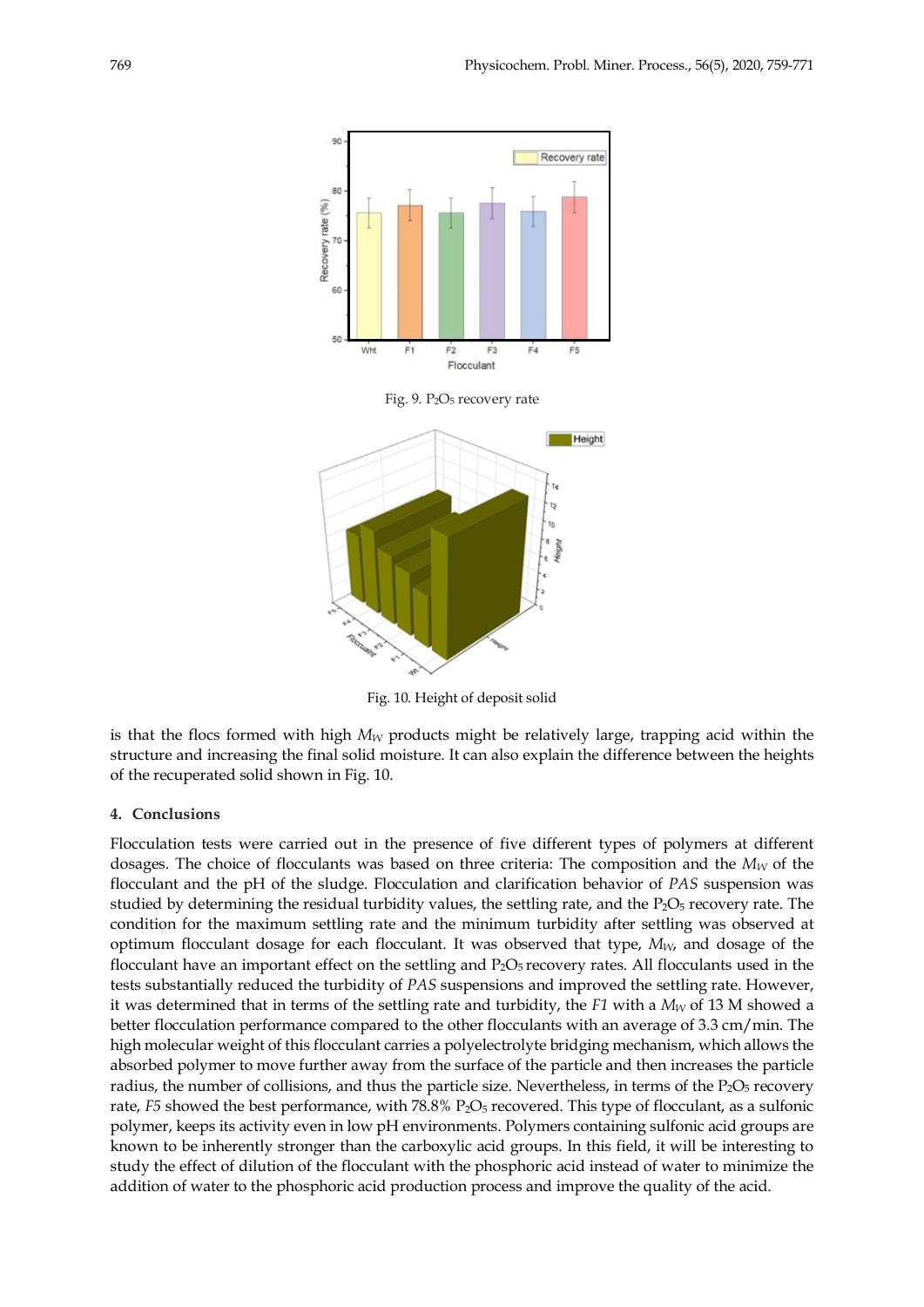Fig. 9. $P_2O_5$ recovery rate

Fig. 10. Height of deposit solid

is that the flocs formed with high $M_W$ products might be relatively large, trapping acid within the structure and increasing the final solid moisture. It can also explain the difference between the heights of the recuperated solid shown in Fig. 10.

## 4. Conclusions

Flocculation tests were carried out in the presence of five different types of polymers at different dosages. The choice of flocculants was based on three criteria: The composition and the $M_W$ of the flocculant and the pH of the sludge. Flocculation and clarification behavior of *PAS* suspension was studied by determining the residual turbidity values, the settling rate, and the $P_2O_5$ recovery rate. The condition for the maximum settling rate and the minimum turbidity after settling was observed at optimum flocculant dosage for each flocculant. It was observed that type, $M_W$, and dosage of the flocculant have an important effect on the settling and $P_2O_5$ recovery rates. All flocculants used in the tests substantially reduced the turbidity of *PAS* suspensions and improved the settling rate. However, it was determined that in terms of the settling rate and turbidity, the *F1* with a $M_W$ of 13 M showed a better flocculation performance compared to the other flocculants with an average of 3.3 cm/min. The high molecular weight of this flocculant carries a polyelectrolyte bridging mechanism, which allows the absorbed polymer to move further away from the surface of the particle and then increases the particle radius, the number of collisions, and thus the particle size. Nevertheless, in terms of the $P_2O_5$ recovery rate, *F5* showed the best performance, with 78.8% $P_2O_5$ recovered. This type of flocculant, as a sulfonic polymer, keeps its activity even in low pH environments. Polymers containing sulfonic acid groups are known to be inherently stronger than the carboxylic acid groups. In this field, it will be interesting to study the effect of dilution of the flocculant with the phosphoric acid instead of water to minimize the addition of water to the phosphoric acid production process and improve the quality of the acid.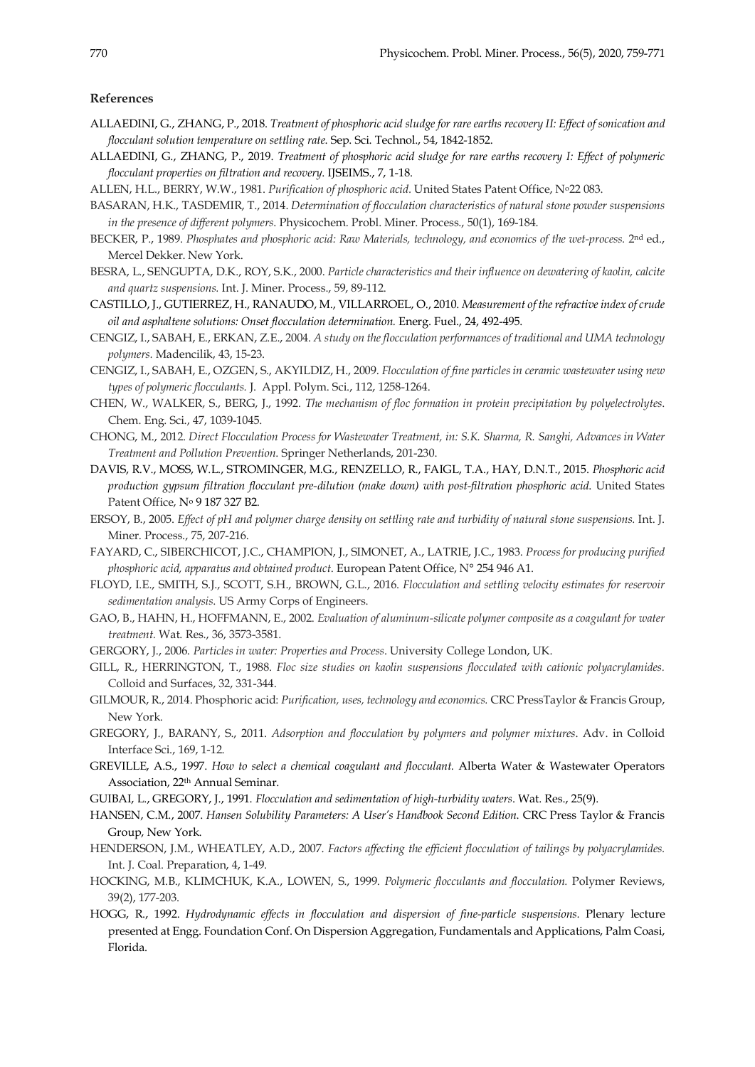## References

ALLAEDINI, G., ZHANG, P., 2018. *Treatment of phosphoric acid sludge for rare earths recovery II: Effect of sonication and flocculant solution temperature on settling rate.* Sep. Sci. Technol., 54, 1842-1852.

ALLAEDINI, G., ZHANG, P., 2019. *Treatment of phosphoric acid sludge for rare earths recovery I: Effect of polymeric flocculant properties on filtration and recovery.* IJSEIMS., 7, 1-18.

ALLEN, H.L., BERRY, W.W., 1981. *Purification of phosphoric acid.* United States Patent Office, N°22 083.

BASARAN, H.K., TASDEMIR, T., 2014. *Determination of flocculation characteristics of natural stone powder suspensions in the presence of different polymers.* Physicochem. Probl. Miner. Process., 50(1), 169-184.

BECKER, P., 1989. *Phosphates and phosphoric acid: Raw Materials, technology, and economics of the wet-process.* 2nd ed., Mercel Dekker. New York.

BESRA, L., SENGUPTA, D.K., ROY, S.K., 2000. *Particle characteristics and their influence on dewatering of kaolin, calcite and quartz suspensions.* Int. J. Miner. Process., 59, 89-112.

CASTILLO, J., GUTIERREZ, H., RANAUDO, M., VILLARROEL, O., 2010. *Measurement of the refractive index of crude oil and asphaltene solutions: Onset flocculation determination.* Energ. Fuel., 24, 492-495.

CENGIZ, I., SABAH, E., ERKAN, Z.E., 2004. *A study on the flocculation performances of traditional and UMA technology polymers.* Madencilik, 43, 15-23.

CENGIZ, I., SABAH, E., OZGEN, S., AKYILDIZ, H., 2009. *Flocculation of fine particles in ceramic wastewater using new types of polymeric flocculants.* J. Appl. Polym. Sci., 112, 1258-1264.

CHEN, W., WALKER, S., BERG, J., 1992. *The mechanism of floc formation in protein precipitation by polyelectrolytes.* Chem. Eng. Sci., 47, 1039-1045.

CHONG, M., 2012. *Direct Flocculation Process for Wastewater Treatment, in: S.K. Sharma, R. Sanghi, Advances in Water Treatment and Pollution Prevention.* Springer Netherlands, 201-230.

DAVIS, R.V., MOSS, W.L., STROMINGER, M.G., RENZELLO, R., FAIGL, T.A., HAY, D.N.T., 2015. *Phosphoric acid production gypsum filtration flocculant pre-dilution (make down) with post-filtration phosphoric acid.* United States Patent Office, N° 9 187 327 B2.

ERSOY, B., 2005. *Effect of pH and polymer charge density on settling rate and turbidity of natural stone suspensions.* Int. J. Miner. Process., 75, 207-216.

FAYARD, C., SIBERCHICOT, J.C., CHAMPION, J., SIMONET, A., LATRIE, J.C., 1983. *Process for producing purified phosphoric acid, apparatus and obtained product.* European Patent Office, N° 254 946 A1.

FLOYD, I.E., SMITH, S.J., SCOTT, S.H., BROWN, G.L., 2016. *Flocculation and settling velocity estimates for reservoir sedimentation analysis.* US Army Corps of Engineers.

GAO, B., HAHN, H., HOFFMANN, E., 2002. *Evaluation of aluminum-silicate polymer composite as a coagulant for water treatment.* Wat. Res., 36, 3573-3581.

GERGORY, J., 2006. *Particles in water: Properties and Process.* University College London, UK.

GILL, R., HERRINGTON, T., 1988. *Floc size studies on kaolin suspensions flocculated with cationic polyacrylamides.* Colloid and Surfaces, 32, 331-344.

GILMOUR, R., 2014. Phosphoric acid: *Purification, uses, technology and economics.* CRC PressTaylor & Francis Group, New York.

GREGORY, J., BARANY, S., 2011. *Adsorption and flocculation by polymers and polymer mixtures.* Adv. in Colloid Interface Sci., 169, 1-12.

GREVILLE, A.S., 1997. *How to select a chemical coagulant and flocculant.* Alberta Water & Wastewater Operators Association, 22th Annual Seminar.

GUIBAI, L., GREGORY, J., 1991. *Flocculation and sedimentation of high-turbidity waters.* Wat. Res., 25(9).

HANSEN, C.M., 2007. *Hansen Solubility Parameters: A User's Handbook Second Edition.* CRC Press Taylor & Francis Group, New York.

HENDERSON, J.M., WHEATLEY, A.D., 2007. *Factors affecting the efficient flocculation of tailings by polyacrylamides.* Int. J. Coal. Preparation, 4, 1-49.

HOCKING, M.B., KLIMCHUK, K.A., LOWEN, S., 1999. *Polymeric flocculants and flocculation.* Polymer Reviews, 39(2), 177-203.

HOGG, R., 1992. *Hydrodynamic effects in flocculation and dispersion of fine-particle suspensions.* Plenary lecture presented at Engg. Foundation Conf. On Dispersion Aggregation, Fundamentals and Applications, Palm Coasi, Florida.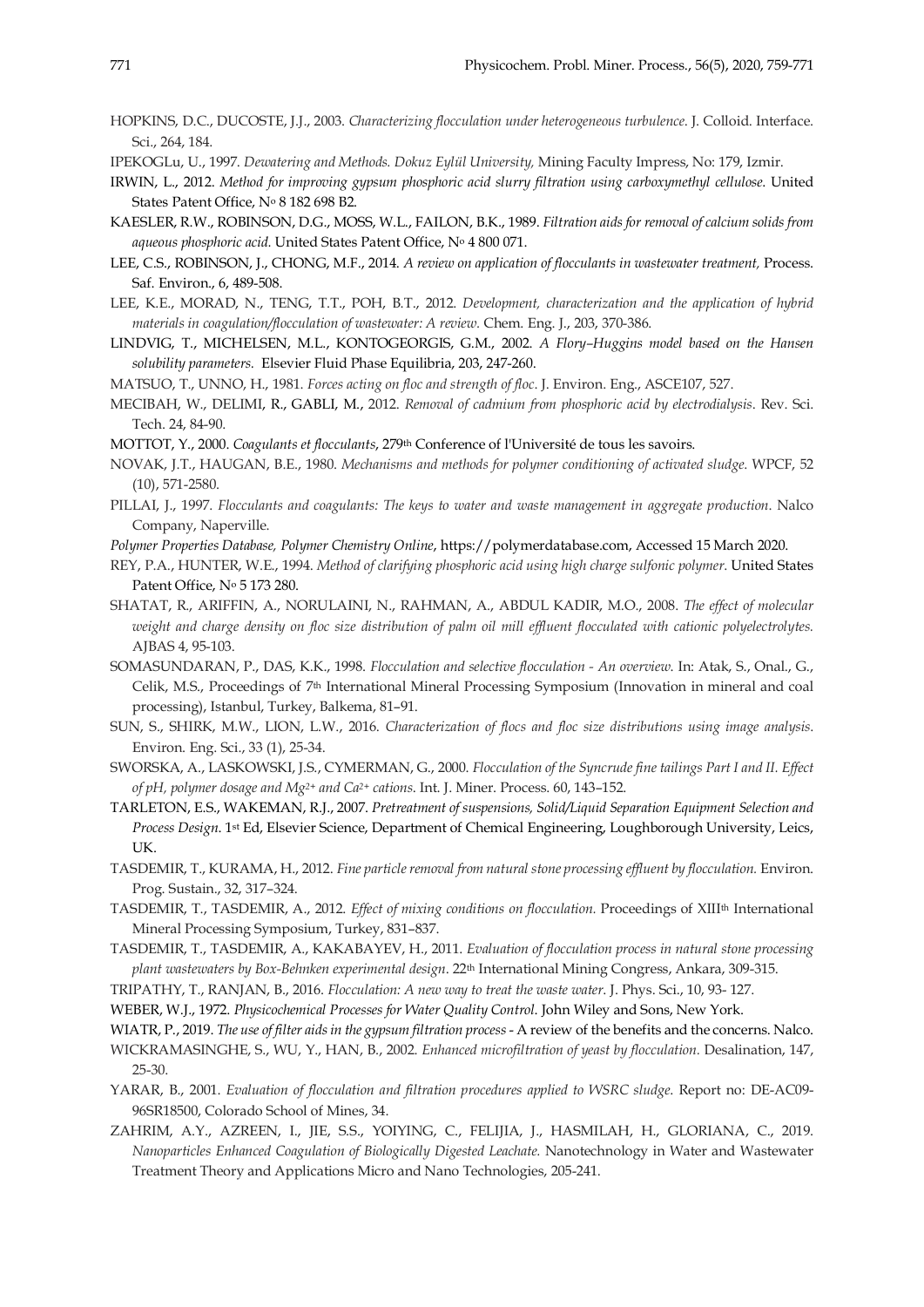HOPKINS, D.C., DUCOSTE, J.J., 2003. *Characterizing flocculation under heterogeneous turbulence.* J. Colloid. Interface. Sci., 264, 184.

IPEKOGLu, U., 1997. *Dewatering and Methods. Dokuz Eylül University,* Mining Faculty Impress, No: 179, Izmir.

IRWIN, L., 2012. *Method for improving gypsum phosphoric acid slurry filtration using carboxymethyl cellulose.* United States Patent Office, No 8 182 698 B2.

KAESLER, R.W., ROBINSON, D.G., MOSS, W.L., FAILON, B.K., 1989. *Filtration aids for removal of calcium solids from aqueous phosphoric acid.* United States Patent Office, No 4 800 071.

LEE, C.S., ROBINSON, J., CHONG, M.F., 2014. *A review on application of flocculants in wastewater treatment,* Process. Saf. Environ., 6, 489-508.

LEE, K.E., MORAD, N., TENG, T.T., POH, B.T., 2012. *Development, characterization and the application of hybrid materials in coagulation/flocculation of wastewater: A review.* Chem. Eng. J., 203, 370-386.

LINDVIG, T., MICHELSEN, M.L., KONTOGEORGIS, G.M., 2002. *A Flory–Huggins model based on the Hansen solubility parameters.* Elsevier Fluid Phase Equilibria, 203, 247-260.

MATSUO, T., UNNO, H., 1981. *Forces acting on floc and strength of floc.* J. Environ. Eng., ASCE107, 527.

MECIBAH, W., DELIMI, R., GABLI, M., 2012. *Removal of cadmium from phosphoric acid by electrodialysis*. Rev. Sci. Tech. 24, 84-90.

MOTTOT, Y., 2000. *Coagulants et flocculants*, 279th Conference of l'Université de tous les savoirs.

NOVAK, J.T., HAUGAN, B.E., 1980. *Mechanisms and methods for polymer conditioning of activated sludge.* WPCF, 52 (10), 571-2580.

PILLAI, J., 1997. *Flocculants and coagulants: The keys to water and waste management in aggregate production.* Nalco Company, Naperville.

*Polymer Properties Database, Polymer Chemistry Online*, https://polymerdatabase.com, Accessed 15 March 2020.

REY, P.A., HUNTER, W.E., 1994. *Method of clarifying phosphoric acid using high charge sulfonic polymer.* United States Patent Office, No 5 173 280.

SHATAT, R., ARIFFIN, A., NORULAINI, N., RAHMAN, A., ABDUL KADIR, M.O., 2008. *The effect of molecular weight and charge density on floc size distribution of palm oil mill effluent flocculated with cationic polyelectrolytes.* AJBAS 4, 95-103.

SOMASUNDARAN, P., DAS, K.K., 1998. *Flocculation and selective flocculation - An overview.* In: Atak, S., Onal., G., Celik, M.S., Proceedings of 7th International Mineral Processing Symposium (Innovation in mineral and coal processing), Istanbul, Turkey, Balkema, 81–91.

SUN, S., SHIRK, M.W., LION, L.W., 2016. *Characterization of flocs and floc size distributions using image analysis.* Environ. Eng. Sci., 33 (1), 25-34.

SWORSKA, A., LASKOWSKI, J.S., CYMERMAN, G., 2000. *Flocculation of the Syncrude fine tailings Part I and II. Effect of pH, polymer dosage and $Mg^{2+}$ and $Ca^{2+}$ cations.* Int. J. Miner. Process. 60, 143–152.

TARLETON, E.S., WAKEMAN, R.J., 2007. *Pretreatment of suspensions, Solid/Liquid Separation Equipment Selection and Process Design.* 1st Ed, Elsevier Science, Department of Chemical Engineering, Loughborough University, Leics, UK.

TASDEMIR, T., KURAMA, H., 2012. *Fine particle removal from natural stone processing effluent by flocculation.* Environ. Prog. Sustain., 32, 317–324.

TASDEMIR, T., TASDEMIR, A., 2012. *Effect of mixing conditions on flocculation.* Proceedings of XIIIth International Mineral Processing Symposium, Turkey, 831–837.

TASDEMIR, T., TASDEMIR, A., KAKABAYEV, H., 2011. *Evaluation of flocculation process in natural stone processing plant wastewaters by Box-Behnken experimental design*. 22th International Mining Congress, Ankara, 309-315.

TRIPATHY, T., RANJAN, B., 2016. *Flocculation: A new way to treat the waste water.* J. Phys. Sci., 10, 93- 127.

WEBER, W.J., 1972. *Physicochemical Processes for Water Quality Control*. John Wiley and Sons, New York.

WIATR, P., 2019. *The use of filter aids in the gypsum filtration process* - A review of the benefits and the concerns. Nalco.

WICKRAMASINGHE, S., WU, Y., HAN, B., 2002. *Enhanced microfiltration of yeast by flocculation.* Desalination, 147, 25-30.

YARAR, B., 2001. *Evaluation of flocculation and filtration procedures applied to WSRC sludge.* Report no: DE-AC09-96SR18500, Colorado School of Mines, 34.

ZAHRIM, A.Y., AZREEN, I., JIE, S.S., YOIYING, C., FELIJIA, J., HASMILAH, H., GLORIANA, C., 2019. *Nanoparticles Enhanced Coagulation of Biologically Digested Leachate.* Nanotechnology in Water and Wastewater Treatment Theory and Applications Micro and Nano Technologies, 205-241.